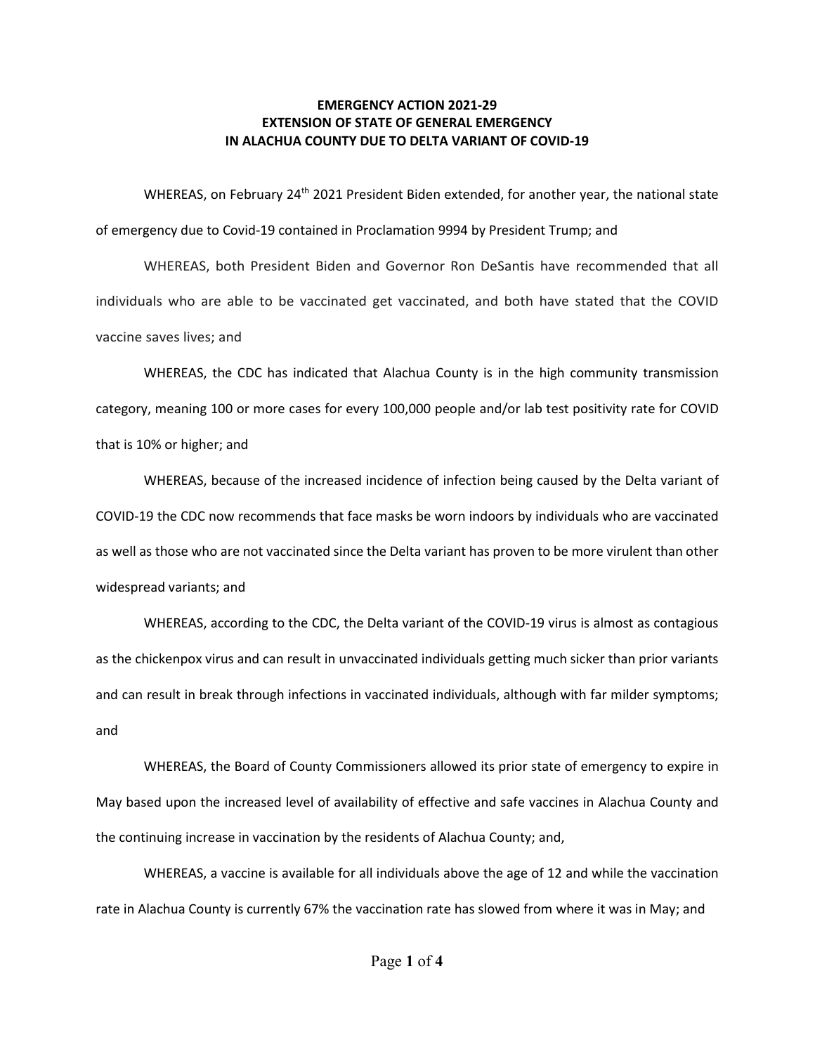# EMERGENCY ACTION 2021-29
# EXTENSION OF STATE OF GENERAL EMERGENCY
# IN ALACHUA COUNTY DUE TO DELTA VARIANT OF COVID-19

WHEREAS, on February 24th 2021 President Biden extended, for another year, the national state of emergency due to Covid-19 contained in Proclamation 9994 by President Trump; and

WHEREAS, both President Biden and Governor Ron DeSantis have recommended that all individuals who are able to be vaccinated get vaccinated, and both have stated that the COVID vaccine saves lives; and

WHEREAS, the CDC has indicated that Alachua County is in the high community transmission category, meaning 100 or more cases for every 100,000 people and/or lab test positivity rate for COVID that is 10% or higher; and

WHEREAS, because of the increased incidence of infection being caused by the Delta variant of COVID-19 the CDC now recommends that face masks be worn indoors by individuals who are vaccinated as well as those who are not vaccinated since the Delta variant has proven to be more virulent than other widespread variants; and

WHEREAS, according to the CDC, the Delta variant of the COVID-19 virus is almost as contagious as the chickenpox virus and can result in unvaccinated individuals getting much sicker than prior variants and can result in break through infections in vaccinated individuals, although with far milder symptoms; and

WHEREAS, the Board of County Commissioners allowed its prior state of emergency to expire in May based upon the increased level of availability of effective and safe vaccines in Alachua County and the continuing increase in vaccination by the residents of Alachua County; and,

WHEREAS, a vaccine is available for all individuals above the age of 12 and while the vaccination rate in Alachua County is currently 67% the vaccination rate has slowed from where it was in May; and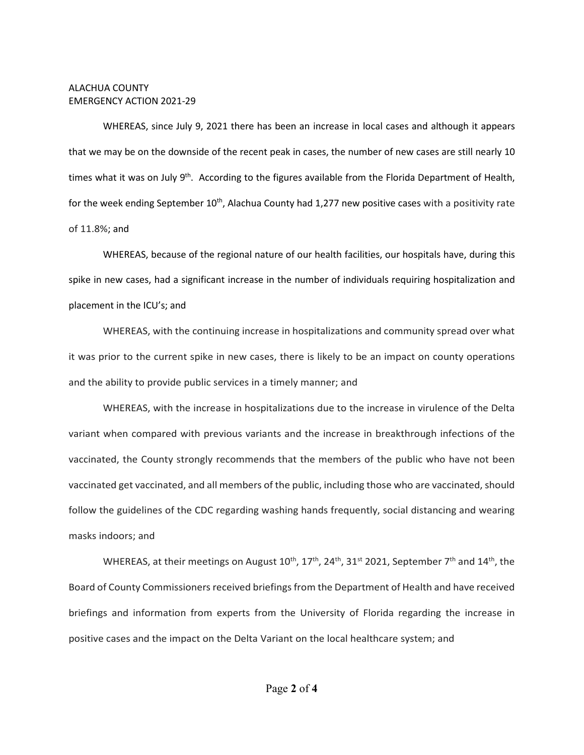ALACHUA COUNTY
EMERGENCY ACTION 2021-29

WHEREAS, since July 9, 2021 there has been an increase in local cases and although it appears that we may be on the downside of the recent peak in cases, the number of new cases are still nearly 10 times what it was on July 9th. According to the figures available from the Florida Department of Health, for the week ending September 10th, Alachua County had 1,277 new positive cases with a positivity rate of 11.8%; and

WHEREAS, because of the regional nature of our health facilities, our hospitals have, during this spike in new cases, had a significant increase in the number of individuals requiring hospitalization and placement in the ICU's; and

WHEREAS, with the continuing increase in hospitalizations and community spread over what it was prior to the current spike in new cases, there is likely to be an impact on county operations and the ability to provide public services in a timely manner; and

WHEREAS, with the increase in hospitalizations due to the increase in virulence of the Delta variant when compared with previous variants and the increase in breakthrough infections of the vaccinated, the County strongly recommends that the members of the public who have not been vaccinated get vaccinated, and all members of the public, including those who are vaccinated, should follow the guidelines of the CDC regarding washing hands frequently, social distancing and wearing masks indoors; and

WHEREAS, at their meetings on August 10th, 17th, 24th, 31st 2021, September 7th and 14th, the Board of County Commissioners received briefings from the Department of Health and have received briefings and information from experts from the University of Florida regarding the increase in positive cases and the impact on the Delta Variant on the local healthcare system; and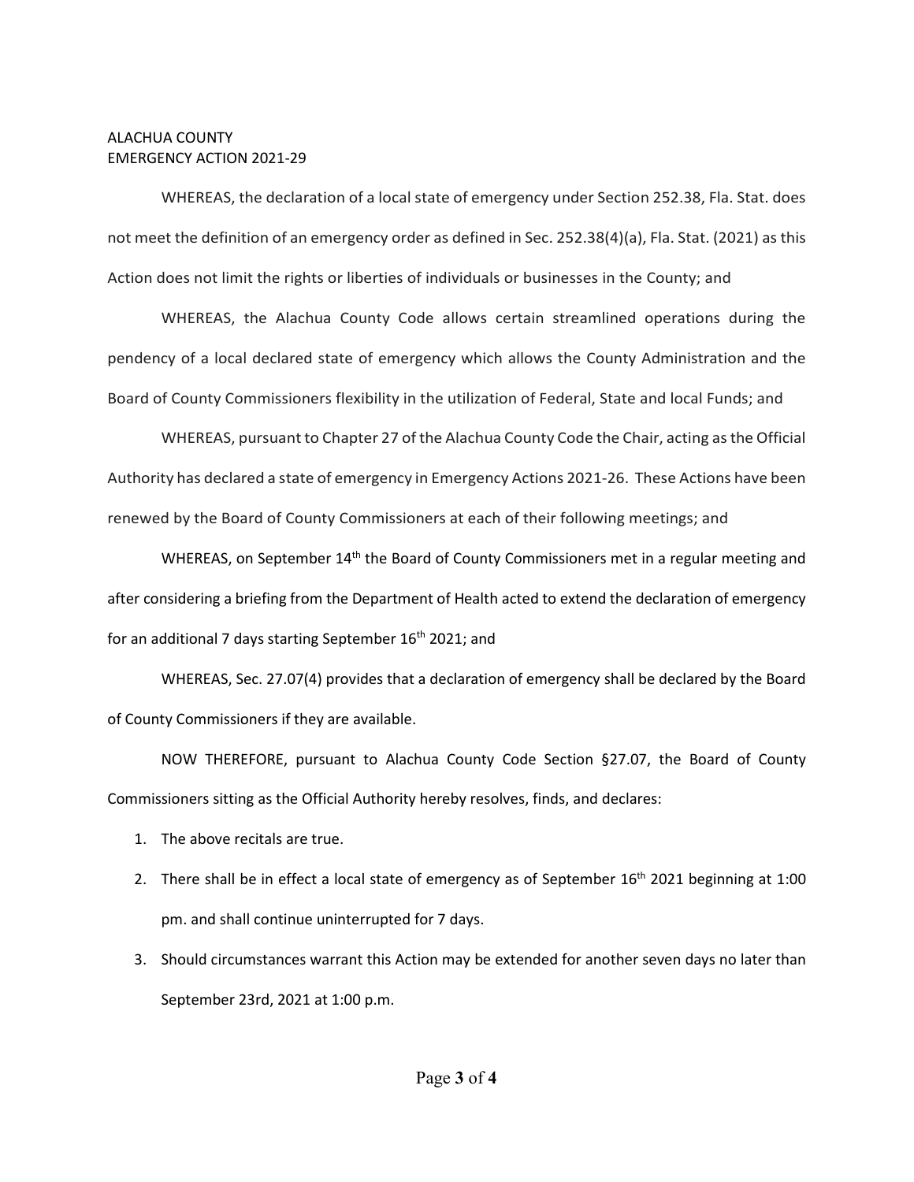ALACHUA COUNTY
EMERGENCY ACTION 2021-29

WHEREAS, the declaration of a local state of emergency under Section 252.38, Fla. Stat. does not meet the definition of an emergency order as defined in Sec. 252.38(4)(a), Fla. Stat. (2021) as this Action does not limit the rights or liberties of individuals or businesses in the County; and

WHEREAS, the Alachua County Code allows certain streamlined operations during the pendency of a local declared state of emergency which allows the County Administration and the Board of County Commissioners flexibility in the utilization of Federal, State and local Funds; and

WHEREAS, pursuant to Chapter 27 of the Alachua County Code the Chair, acting as the Official Authority has declared a state of emergency in Emergency Actions 2021-26. These Actions have been renewed by the Board of County Commissioners at each of their following meetings; and

WHEREAS, on September 14th the Board of County Commissioners met in a regular meeting and after considering a briefing from the Department of Health acted to extend the declaration of emergency for an additional 7 days starting September 16th 2021; and

WHEREAS, Sec. 27.07(4) provides that a declaration of emergency shall be declared by the Board of County Commissioners if they are available.

NOW THEREFORE, pursuant to Alachua County Code Section §27.07, the Board of County Commissioners sitting as the Official Authority hereby resolves, finds, and declares:

1. The above recitals are true.
2. There shall be in effect a local state of emergency as of September 16th 2021 beginning at 1:00 pm. and shall continue uninterrupted for 7 days.
3. Should circumstances warrant this Action may be extended for another seven days no later than September 23rd, 2021 at 1:00 p.m.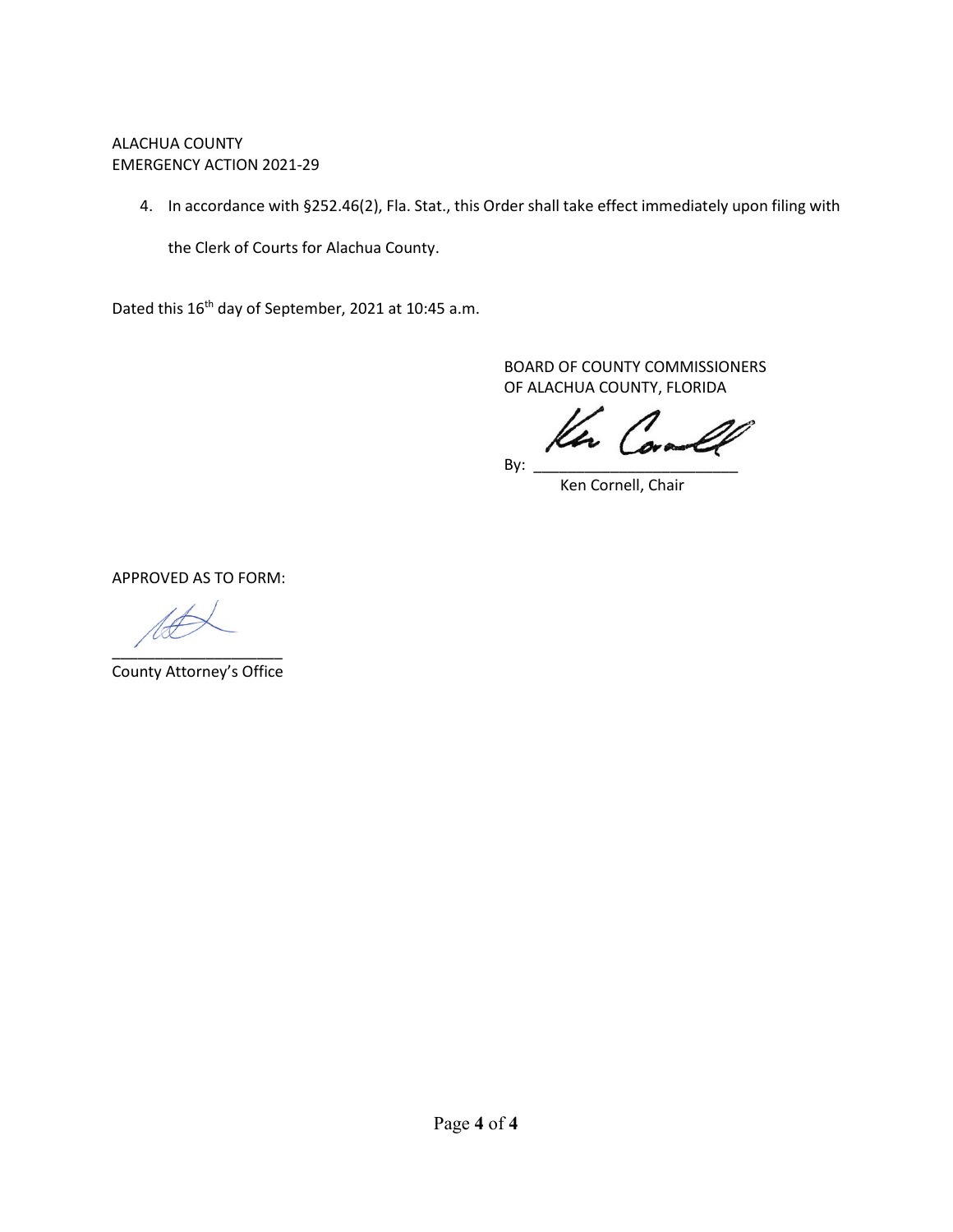ALACHUA COUNTY
EMERGENCY ACTION 2021-29

4. In accordance with §252.46(2), Fla. Stat., this Order shall take effect immediately upon filing with the Clerk of Courts for Alachua County.

Dated this 16th day of September, 2021 at 10:45 a.m.

BOARD OF COUNTY COMMISSIONERS
OF ALACHUA COUNTY, FLORIDA

By: \_\_\_\_\_\_\_\_\_\_\_\_\_\_\_\_\_\_\_\_\_\_\_\_
Ken Cornell, Chair

APPROVED AS TO FORM:

\_\_\_\_\_\_\_\_\_\_\_\_\_\_\_\_\_\_\_\_
County Attorney's Office